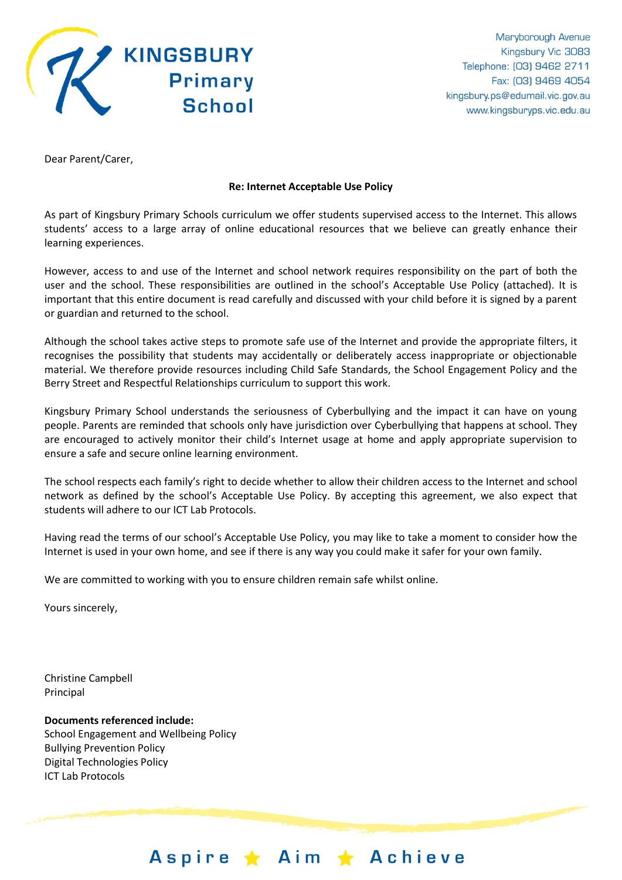# KINGSBURY Primary School

Maryborough Avenue
Kingsbury Vic 3083
Telephone: (03) 9462 2711
Fax: (03) 9469 4054
kingsbury.ps@edumail.vic.gov.au
www.kingsburyps.vic.edu.au

Dear Parent/Carer,

**Re: Internet Acceptable Use Policy**

As part of Kingsbury Primary Schools curriculum we offer students supervised access to the Internet. This allows students' access to a large array of online educational resources that we believe can greatly enhance their learning experiences.

However, access to and use of the Internet and school network requires responsibility on the part of both the user and the school. These responsibilities are outlined in the school's Acceptable Use Policy (attached). It is important that this entire document is read carefully and discussed with your child before it is signed by a parent or guardian and returned to the school.

Although the school takes active steps to promote safe use of the Internet and provide the appropriate filters, it recognises the possibility that students may accidentally or deliberately access inappropriate or objectionable material. We therefore provide resources including Child Safe Standards, the School Engagement Policy and the Berry Street and Respectful Relationships curriculum to support this work.

Kingsbury Primary School understands the seriousness of Cyberbullying and the impact it can have on young people. Parents are reminded that schools only have jurisdiction over Cyberbullying that happens at school. They are encouraged to actively monitor their child's Internet usage at home and apply appropriate supervision to ensure a safe and secure online learning environment.

The school respects each family's right to decide whether to allow their children access to the Internet and school network as defined by the school's Acceptable Use Policy. By accepting this agreement, we also expect that students will adhere to our ICT Lab Protocols.

Having read the terms of our school's Acceptable Use Policy, you may like to take a moment to consider how the Internet is used in your own home, and see if there is any way you could make it safer for your own family.

We are committed to working with you to ensure children remain safe whilst online.

Yours sincerely,

Christine Campbell
Principal

**Documents referenced include:**
School Engagement and Wellbeing Policy
Bullying Prevention Policy
Digital Technologies Policy
ICT Lab Protocols

Aspire ★ Aim ★ Achieve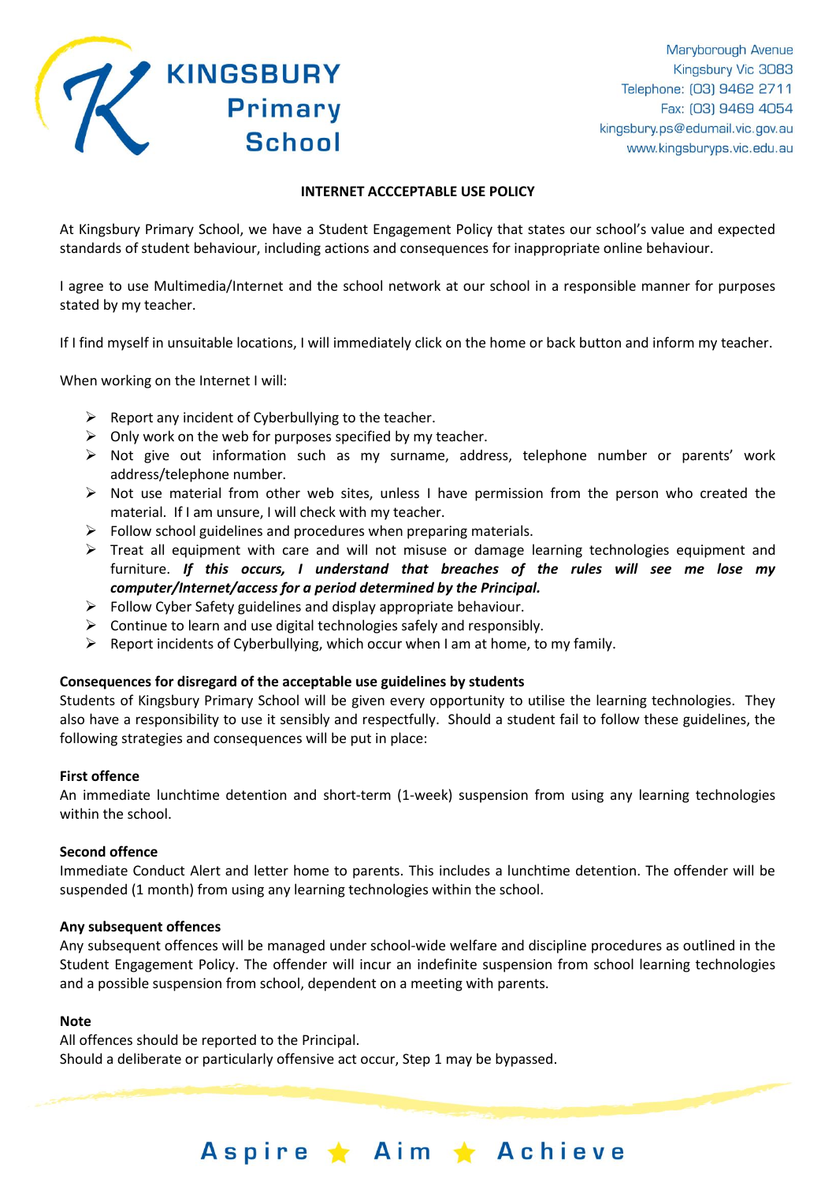**KINGSBURY Primary School**

Maryborough Avenue
Kingsbury Vic 3083
Telephone: (03) 9462 2711
Fax: (03) 9469 4054
kingsbury.ps@edumail.vic.gov.au
www.kingsburyps.vic.edu.au

**INTERNET ACCCEPTABLE USE POLICY**

At Kingsbury Primary School, we have a Student Engagement Policy that states our school's value and expected standards of student behaviour, including actions and consequences for inappropriate online behaviour.

I agree to use Multimedia/Internet and the school network at our school in a responsible manner for purposes stated by my teacher.

If I find myself in unsuitable locations, I will immediately click on the home or back button and inform my teacher.

When working on the Internet I will:

- Report any incident of Cyberbullying to the teacher.
- Only work on the web for purposes specified by my teacher.
- Not give out information such as my surname, address, telephone number or parents' work address/telephone number.
- Not use material from other web sites, unless I have permission from the person who created the material. If I am unsure, I will check with my teacher.
- Follow school guidelines and procedures when preparing materials.
- Treat all equipment with care and will not misuse or damage learning technologies equipment and furniture. ***If this occurs, I understand that breaches of the rules will see me lose my computer/Internet/access for a period determined by the Principal.***
- Follow Cyber Safety guidelines and display appropriate behaviour.
- Continue to learn and use digital technologies safely and responsibly.
- Report incidents of Cyberbullying, which occur when I am at home, to my family.

**Consequences for disregard of the acceptable use guidelines by students**

Students of Kingsbury Primary School will be given every opportunity to utilise the learning technologies. They also have a responsibility to use it sensibly and respectfully. Should a student fail to follow these guidelines, the following strategies and consequences will be put in place:

**First offence**

An immediate lunchtime detention and short-term (1-week) suspension from using any learning technologies within the school.

**Second offence**

Immediate Conduct Alert and letter home to parents. This includes a lunchtime detention. The offender will be suspended (1 month) from using any learning technologies within the school.

**Any subsequent offences**

Any subsequent offences will be managed under school-wide welfare and discipline procedures as outlined in the Student Engagement Policy. The offender will incur an indefinite suspension from school learning technologies and a possible suspension from school, dependent on a meeting with parents.

**Note**

All offences should be reported to the Principal.
Should a deliberate or particularly offensive act occur, Step 1 may be bypassed.

Aspire ★ Aim ★ Achieve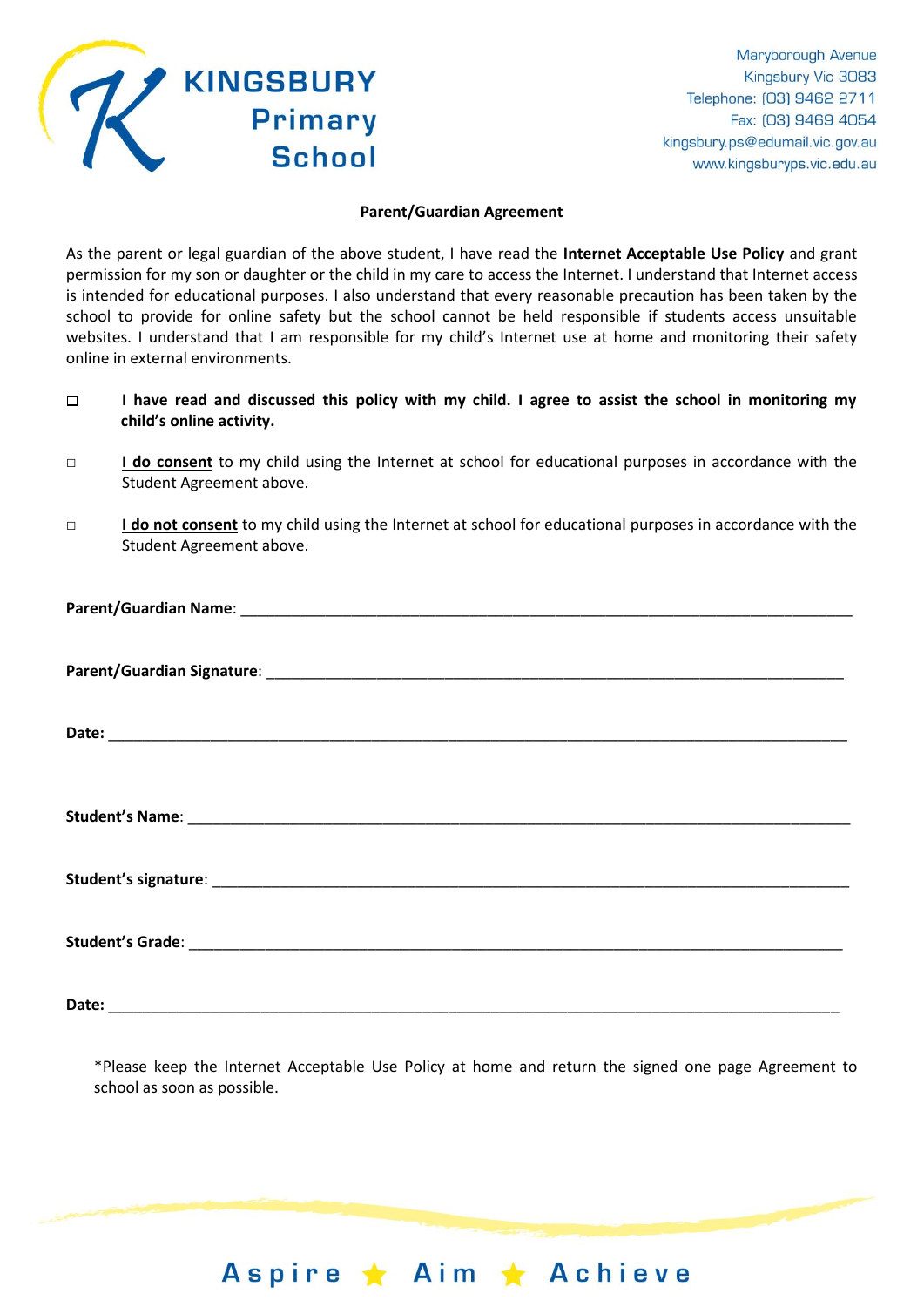# KINGSBURY Primary School

Maryborough Avenue
Kingsbury Vic 3083
Telephone: (03) 9462 2711
Fax: (03) 9469 4054
kingsbury.ps@edumail.vic.gov.au
www.kingsburyps.vic.edu.au

**Parent/Guardian Agreement**

As the parent or legal guardian of the above student, I have read the **Internet Acceptable Use Policy** and grant permission for my son or daughter or the child in my care to access the Internet. I understand that Internet access is intended for educational purposes. I also understand that every reasonable precaution has been taken by the school to provide for online safety but the school cannot be held responsible if students access unsuitable websites. I understand that I am responsible for my child's Internet use at home and monitoring their safety online in external environments.

☐ **I have read and discussed this policy with my child. I agree to assist the school in monitoring my child's online activity.**

☐ **I do consent** to my child using the Internet at school for educational purposes in accordance with the Student Agreement above.

☐ **I do not consent** to my child using the Internet at school for educational purposes in accordance with the Student Agreement above.

**Parent/Guardian Name**: ______________________________________________

**Parent/Guardian Signature**: ______________________________________________

**Date:** ______________________________________________

**Student's Name**: ______________________________________________

**Student's signature**: ______________________________________________

**Student's Grade**: ______________________________________________

**Date:** ______________________________________________

*Please keep the Internet Acceptable Use Policy at home and return the signed one page Agreement to school as soon as possible.

Aspire ★ Aim ★ Achieve